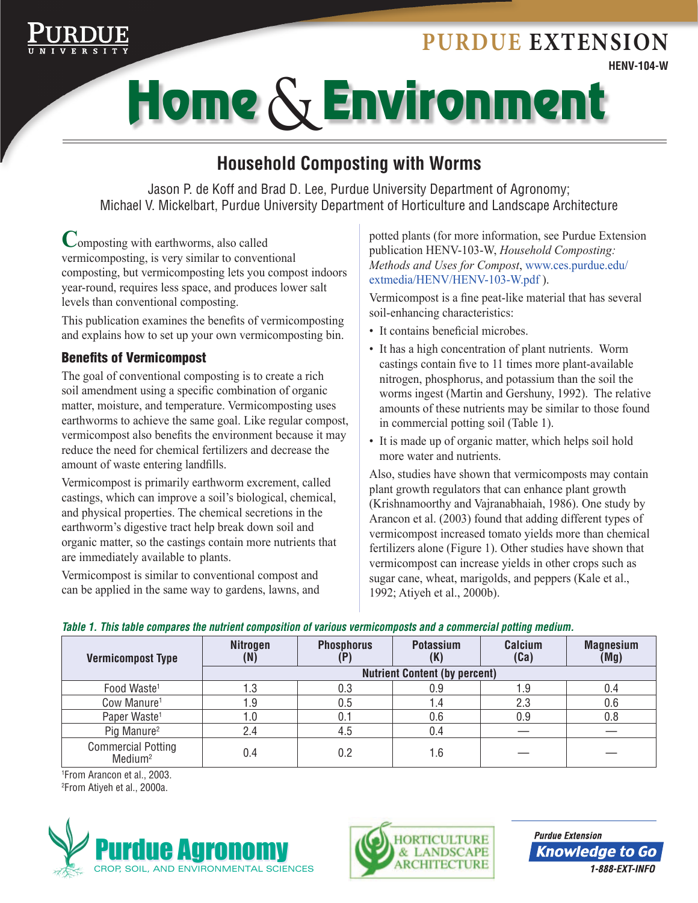# Household Composting with Worms

Jason P. de Koff and Brad D. Lee, Purdue University Department of Agronomy;
Michael V. Mickelbart, Purdue University Department of Horticulture and Landscape Architecture

Composting with earthworms, also called vermicomposting, is very similar to conventional composting, but vermicomposting lets you compost indoors year-round, requires less space, and produces lower salt levels than conventional composting.

This publication examines the benefits of vermicomposting and explains how to set up your own vermicomposting bin.

## Benefits of Vermicompost

The goal of conventional composting is to create a rich soil amendment using a specific combination of organic matter, moisture, and temperature. Vermicomposting uses earthworms to achieve the same goal. Like regular compost, vermicompost also benefits the environment because it may reduce the need for chemical fertilizers and decrease the amount of waste entering landfills.

Vermicompost is primarily earthworm excrement, called castings, which can improve a soil's biological, chemical, and physical properties. The chemical secretions in the earthworm's digestive tract help break down soil and organic matter, so the castings contain more nutrients that are immediately available to plants.

Vermicompost is similar to conventional compost and can be applied in the same way to gardens, lawns, and potted plants (for more information, see Purdue Extension publication HENV-103-W, *Household Composting: Methods and Uses for Compost*, www.ces.purdue.edu/extmedia/HENV/HENV-103-W.pdf ).

Vermicompost is a fine peat-like material that has several soil-enhancing characteristics:

- It contains beneficial microbes.
- It has a high concentration of plant nutrients. Worm castings contain five to 11 times more plant-available nitrogen, phosphorus, and potassium than the soil the worms ingest (Martin and Gershuny, 1992). The relative amounts of these nutrients may be similar to those found in commercial potting soil (Table 1).
- It is made up of organic matter, which helps soil hold more water and nutrients.

Also, studies have shown that vermicomposts may contain plant growth regulators that can enhance plant growth (Krishnamoorthy and Vajranabhaiah, 1986). One study by Arancon et al. (2003) found that adding different types of vermicompost increased tomato yields more than chemical fertilizers alone (Figure 1). Other studies have shown that vermicompost can increase yields in other crops such as sugar cane, wheat, marigolds, and peppers (Kale et al., 1992; Atiyeh et al., 2000b).

*Table 1. This table compares the nutrient composition of various vermicomposts and a commercial potting medium.*

| Vermicompost Type | Nitrogen (N) | Phosphorus (P) | Potassium (K) | Calcium (Ca) | Magnesium (Mg) |
|---|---|---|---|---|---|
| | Nutrient Content (by percent) | | | | |
| Food Waste[1] | 1.3 | 0.3 | 0.9 | 1.9 | 0.4 |
| Cow Manure[1] | 1.9 | 0.5 | 1.4 | 2.3 | 0.6 |
| Paper Waste[1] | 1.0 | 0.1 | 0.6 | 0.9 | 0.8 |
| Pig Manure[2] | 2.4 | 4.5 | 0.4 | — | — |
| Commercial Potting Medium[2] | 0.4 | 0.2 | 1.6 | — | — |

[1]From Arancon et al., 2003.
[2]From Atiyeh et al., 2000a.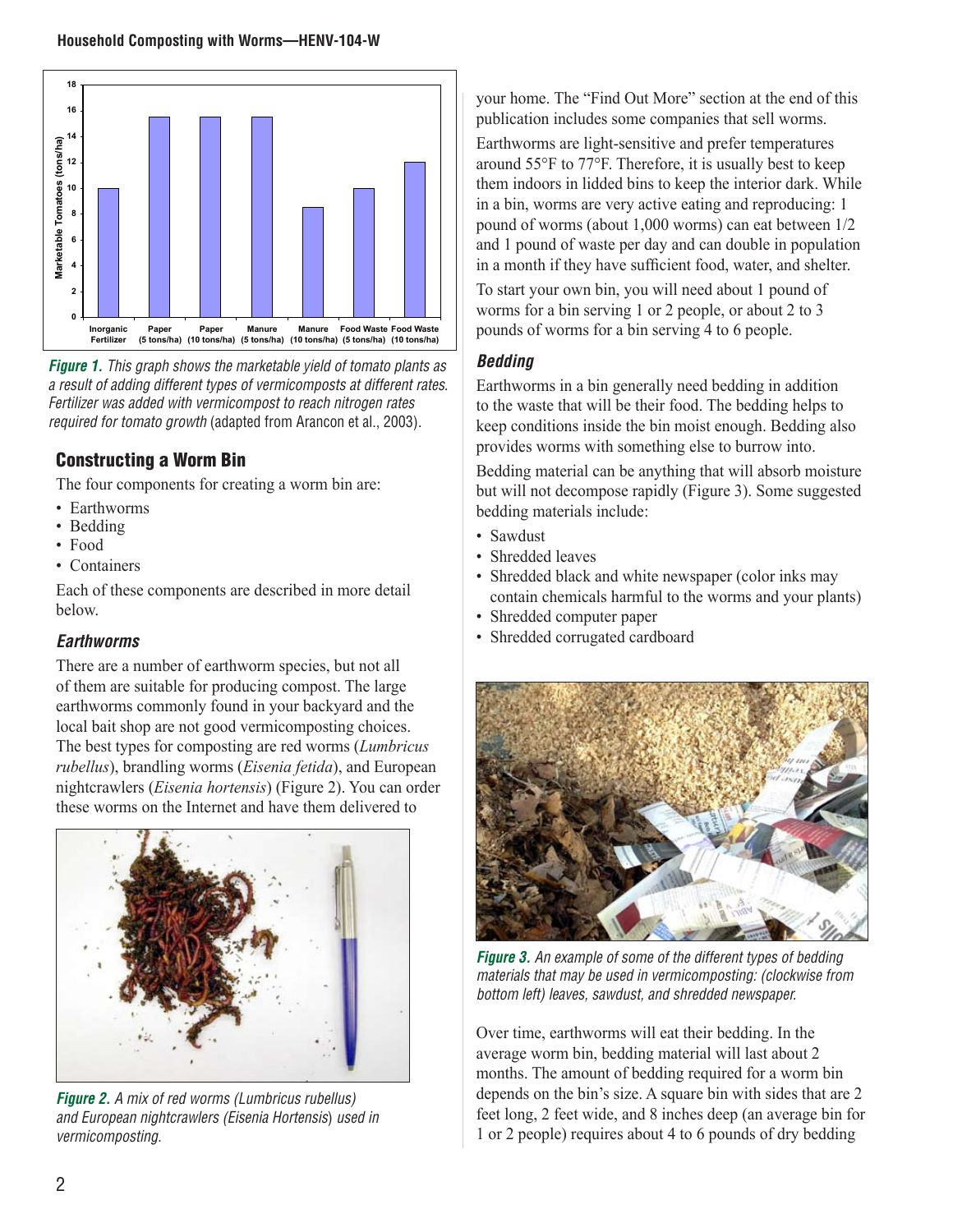*Figure 1. This graph shows the marketable yield of tomato plants as a result of adding different types of vermicomposts at different rates. Fertilizer was added with vermicompost to reach nitrogen rates required for tomato growth* (adapted from Arancon et al., 2003).

## Constructing a Worm Bin

The four components for creating a worm bin are:

- Earthworms
- Bedding
- Food
- Containers

Each of these components are described in more detail below.

### *Earthworms*

There are a number of earthworm species, but not all of them are suitable for producing compost. The large earthworms commonly found in your backyard and the local bait shop are not good vermicomposting choices. The best types for composting are red worms (*Lumbricus rubellus*), brandling worms (*Eisenia fetida*), and European nightcrawlers (*Eisenia hortensis*) (Figure 2). You can order these worms on the Internet and have them delivered to your home. The "Find Out More" section at the end of this publication includes some companies that sell worms.

*Figure 2. A mix of red worms (Lumbricus rubellus) and European nightcrawlers (Eisenia Hortensis) used in vermicomposting.*

Earthworms are light-sensitive and prefer temperatures around 55°F to 77°F. Therefore, it is usually best to keep them indoors in lidded bins to keep the interior dark. While in a bin, worms are very active eating and reproducing: 1 pound of worms (about 1,000 worms) can eat between 1/2 and 1 pound of waste per day and can double in population in a month if they have sufficient food, water, and shelter.

To start your own bin, you will need about 1 pound of worms for a bin serving 1 or 2 people, or about 2 to 3 pounds of worms for a bin serving 4 to 6 people.

### *Bedding*

Earthworms in a bin generally need bedding in addition to the waste that will be their food. The bedding helps to keep conditions inside the bin moist enough. Bedding also provides worms with something else to burrow into.

Bedding material can be anything that will absorb moisture but will not decompose rapidly (Figure 3). Some suggested bedding materials include:

- Sawdust
- Shredded leaves
- Shredded black and white newspaper (color inks may contain chemicals harmful to the worms and your plants)
- Shredded computer paper
- Shredded corrugated cardboard

*Figure 3. An example of some of the different types of bedding materials that may be used in vermicomposting: (clockwise from bottom left) leaves, sawdust, and shredded newspaper.*

Over time, earthworms will eat their bedding. In the average worm bin, bedding material will last about 2 months. The amount of bedding required for a worm bin depends on the bin's size. A square bin with sides that are 2 feet long, 2 feet wide, and 8 inches deep (an average bin for 1 or 2 people) requires about 4 to 6 pounds of dry bedding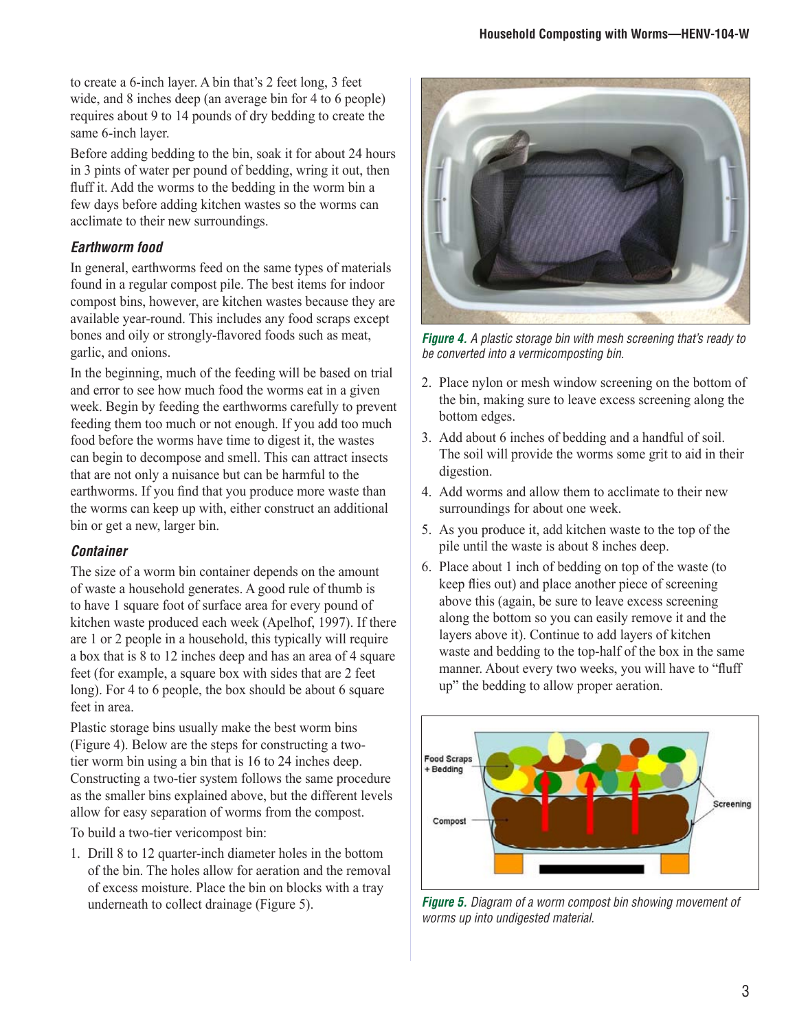to create a 6-inch layer. A bin that's 2 feet long, 3 feet wide, and 8 inches deep (an average bin for 4 to 6 people) requires about 9 to 14 pounds of dry bedding to create the same 6-inch layer.

Before adding bedding to the bin, soak it for about 24 hours in 3 pints of water per pound of bedding, wring it out, then fluff it. Add the worms to the bedding in the worm bin a few days before adding kitchen wastes so the worms can acclimate to their new surroundings.

### *Earthworm food*

In general, earthworms feed on the same types of materials found in a regular compost pile. The best items for indoor compost bins, however, are kitchen wastes because they are available year-round. This includes any food scraps except bones and oily or strongly-flavored foods such as meat, garlic, and onions.

In the beginning, much of the feeding will be based on trial and error to see how much food the worms eat in a given week. Begin by feeding the earthworms carefully to prevent feeding them too much or not enough. If you add too much food before the worms have time to digest it, the wastes can begin to decompose and smell. This can attract insects that are not only a nuisance but can be harmful to the earthworms. If you find that you produce more waste than the worms can keep up with, either construct an additional bin or get a new, larger bin.

### *Container*

The size of a worm bin container depends on the amount of waste a household generates. A good rule of thumb is to have 1 square foot of surface area for every pound of kitchen waste produced each week (Apelhof, 1997). If there are 1 or 2 people in a household, this typically will require a box that is 8 to 12 inches deep and has an area of 4 square feet (for example, a square box with sides that are 2 feet long). For 4 to 6 people, the box should be about 6 square feet in area.

Plastic storage bins usually make the best worm bins (Figure 4). Below are the steps for constructing a two-tier worm bin using a bin that is 16 to 24 inches deep. Constructing a two-tier system follows the same procedure as the smaller bins explained above, but the different levels allow for easy separation of worms from the compost.

To build a two-tier vericompost bin:

1. Drill 8 to 12 quarter-inch diameter holes in the bottom of the bin. The holes allow for aeration and the removal of excess moisture. Place the bin on blocks with a tray underneath to collect drainage (Figure 5).

***Figure 4.*** *A plastic storage bin with mesh screening that's ready to be converted into a vermicomposting bin.*

2. Place nylon or mesh window screening on the bottom of the bin, making sure to leave excess screening along the bottom edges.
3. Add about 6 inches of bedding and a handful of soil. The soil will provide the worms some grit to aid in their digestion.
4. Add worms and allow them to acclimate to their new surroundings for about one week.
5. As you produce it, add kitchen waste to the top of the pile until the waste is about 8 inches deep.
6. Place about 1 inch of bedding on top of the waste (to keep flies out) and place another piece of screening above this (again, be sure to leave excess screening along the bottom so you can easily remove it and the layers above it). Continue to add layers of kitchen waste and bedding to the top-half of the box in the same manner. About every two weeks, you will have to "fluff up" the bedding to allow proper aeration.

***Figure 5.*** *Diagram of a worm compost bin showing movement of worms up into undigested material.*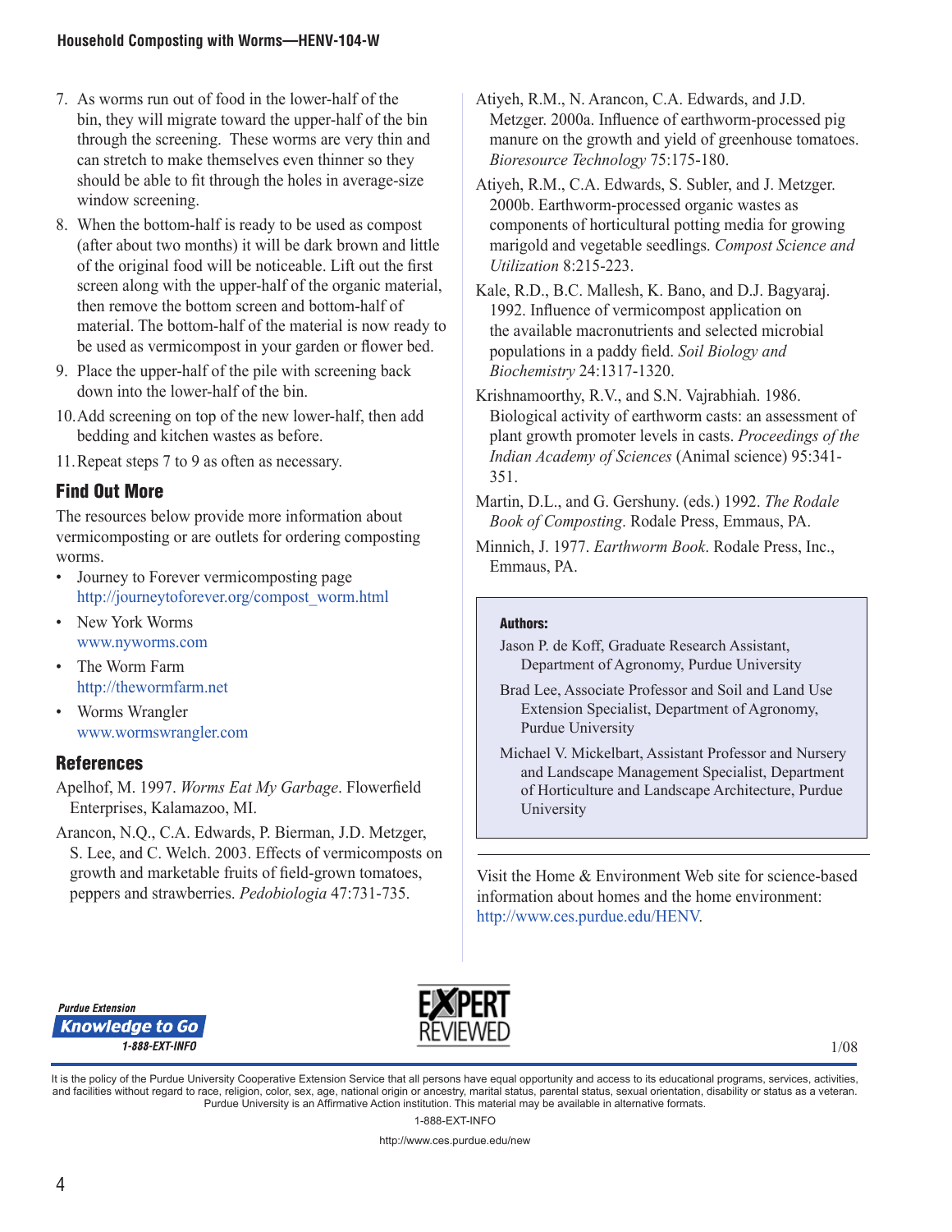7. As worms run out of food in the lower-half of the bin, they will migrate toward the upper-half of the bin through the screening. These worms are very thin and can stretch to make themselves even thinner so they should be able to fit through the holes in average-size window screening.
8. When the bottom-half is ready to be used as compost (after about two months) it will be dark brown and little of the original food will be noticeable. Lift out the first screen along with the upper-half of the organic material, then remove the bottom screen and bottom-half of material. The bottom-half of the material is now ready to be used as vermicompost in your garden or flower bed.
9. Place the upper-half of the pile with screening back down into the lower-half of the bin.
10. Add screening on top of the new lower-half, then add bedding and kitchen wastes as before.
11. Repeat steps 7 to 9 as often as necessary.

## Find Out More

The resources below provide more information about vermicomposting or are outlets for ordering composting worms.

- Journey to Forever vermicomposting page
  http://journeytoforever.org/compost_worm.html
- New York Worms
  www.nyworms.com
- The Worm Farm
  http://thewormfarm.net
- Worms Wrangler
  www.wormswrangler.com

## References

Apelhof, M. 1997. *Worms Eat My Garbage*. Flowerfield Enterprises, Kalamazoo, MI.

Arancon, N.Q., C.A. Edwards, P. Bierman, J.D. Metzger, S. Lee, and C. Welch. 2003. Effects of vermicomposts on growth and marketable fruits of field-grown tomatoes, peppers and strawberries. *Pedobiologia* 47:731-735.

Atiyeh, R.M., N. Arancon, C.A. Edwards, and J.D. Metzger. 2000a. Influence of earthworm-processed pig manure on the growth and yield of greenhouse tomatoes. *Bioresource Technology* 75:175-180.

Atiyeh, R.M., C.A. Edwards, S. Subler, and J. Metzger. 2000b. Earthworm-processed organic wastes as components of horticultural potting media for growing marigold and vegetable seedlings. *Compost Science and Utilization* 8:215-223.

Kale, R.D., B.C. Mallesh, K. Bano, and D.J. Bagyaraj. 1992. Influence of vermicompost application on the available macronutrients and selected microbial populations in a paddy field. *Soil Biology and Biochemistry* 24:1317-1320.

Krishnamoorthy, R.V., and S.N. Vajrabhiah. 1986. Biological activity of earthworm casts: an assessment of plant growth promoter levels in casts. *Proceedings of the Indian Academy of Sciences* (Animal science) 95:341-351.

Martin, D.L., and G. Gershuny. (eds.) 1992. *The Rodale Book of Composting*. Rodale Press, Emmaus, PA.

Minnich, J. 1977. *Earthworm Book*. Rodale Press, Inc., Emmaus, PA.

**Authors:**

Jason P. de Koff, Graduate Research Assistant, Department of Agronomy, Purdue University

Brad Lee, Associate Professor and Soil and Land Use Extension Specialist, Department of Agronomy, Purdue University

Michael V. Mickelbart, Assistant Professor and Nursery and Landscape Management Specialist, Department of Horticulture and Landscape Architecture, Purdue University

Visit the Home & Environment Web site for science-based information about homes and the home environment: http://www.ces.purdue.edu/HENV.

Purdue Extension
Knowledge to Go
1-888-EXT-INFO

EXPERT REVIEWED

1/08

It is the policy of the Purdue University Cooperative Extension Service that all persons have equal opportunity and access to its educational programs, services, activities, and facilities without regard to race, religion, color, sex, age, national origin or ancestry, marital status, parental status, sexual orientation, disability or status as a veteran. Purdue University is an Affirmative Action institution. This material may be available in alternative formats.

1-888-EXT-INFO

http://www.ces.purdue.edu/new